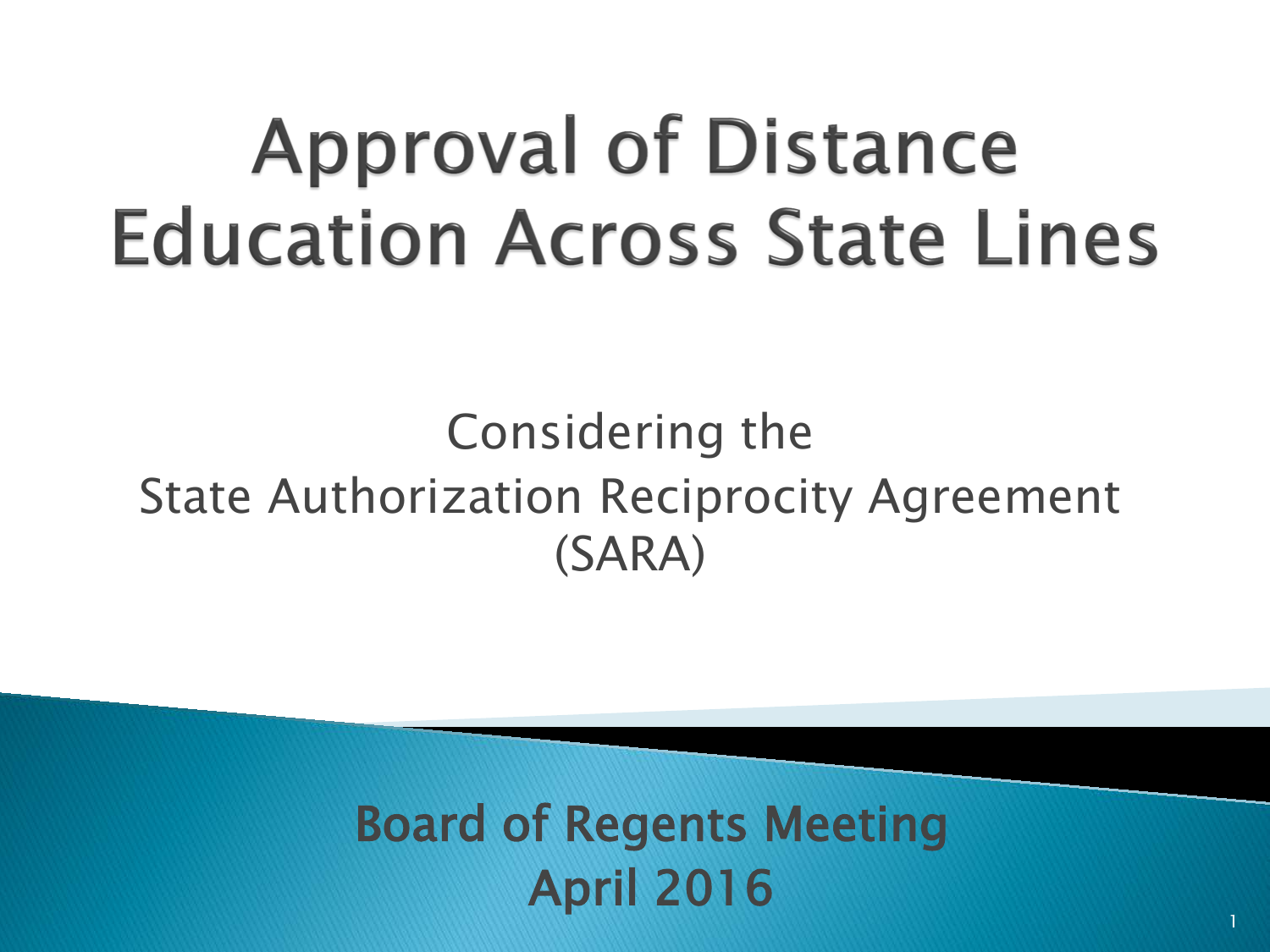# Approval of Distance Education Across State Lines

Considering the
State Authorization Reciprocity Agreement
(SARA)

**Board of Regents Meeting**
**April 2016**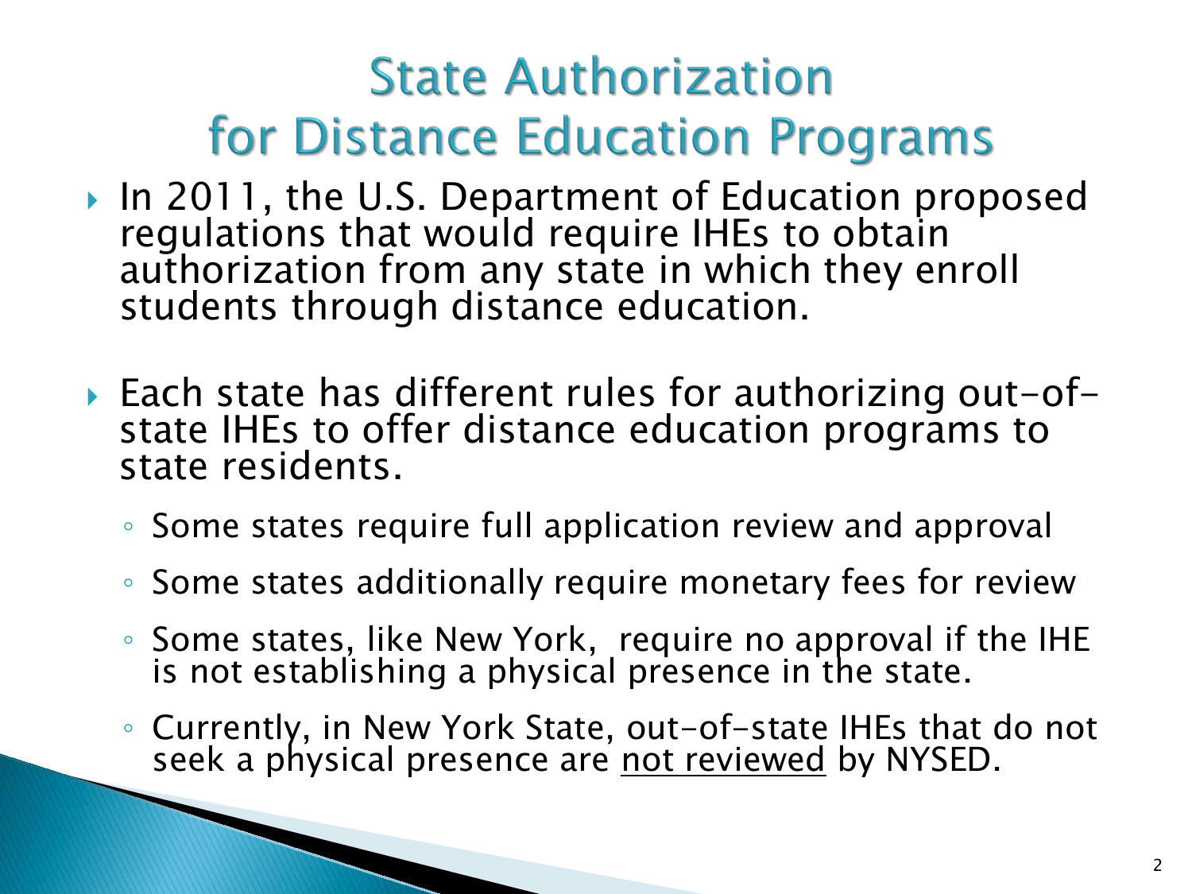# State Authorization for Distance Education Programs

- In 2011, the U.S. Department of Education proposed regulations that would require IHEs to obtain authorization from any state in which they enroll students through distance education.
- Each state has different rules for authorizing out-of-state IHEs to offer distance education programs to state residents.
  - Some states require full application review and approval
  - Some states additionally require monetary fees for review
  - Some states, like New York, require no approval if the IHE is not establishing a physical presence in the state.
  - Currently, in New York State, out-of-state IHEs that do not seek a physical presence are <u>not reviewed</u> by NYSED.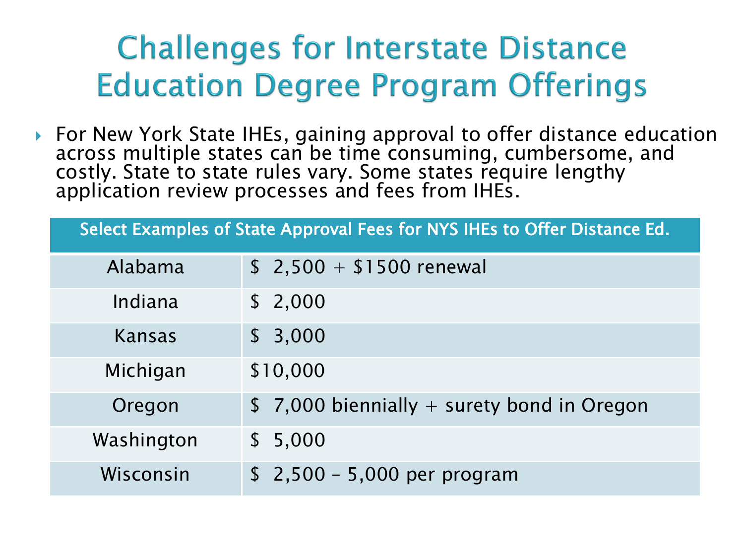# Challenges for Interstate Distance Education Degree Program Offerings

- For New York State IHEs, gaining approval to offer distance education across multiple states can be time consuming, cumbersome, and costly. State to state rules vary. Some states require lengthy application review processes and fees from IHEs.

| Select Examples of State Approval Fees for NYS IHEs to Offer Distance Ed. | |
|---|---|
| Alabama | $ 2,500 + $1500 renewal |
| Indiana | $ 2,000 |
| Kansas | $ 3,000 |
| Michigan | $10,000 |
| Oregon | $ 7,000 biennially + surety bond in Oregon |
| Washington | $ 5,000 |
| Wisconsin | $ 2,500 – 5,000 per program |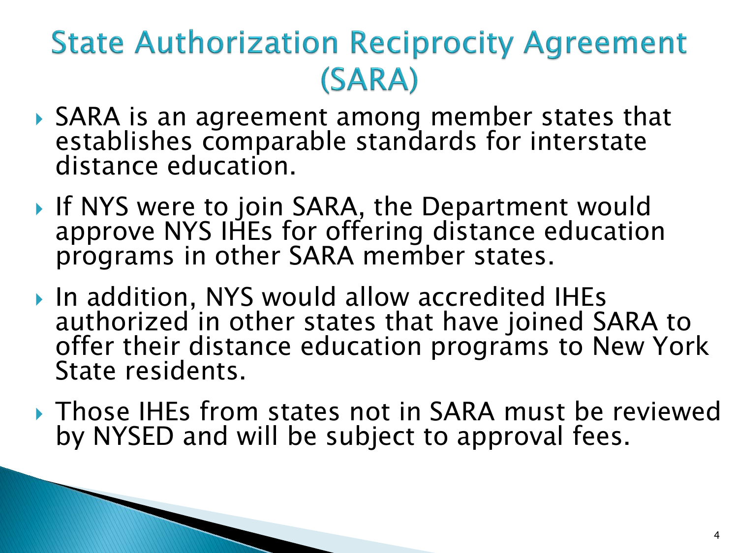# State Authorization Reciprocity Agreement (SARA)

- SARA is an agreement among member states that establishes comparable standards for interstate distance education.
- If NYS were to join SARA, the Department would approve NYS IHEs for offering distance education programs in other SARA member states.
- In addition, NYS would allow accredited IHEs authorized in other states that have joined SARA to offer their distance education programs to New York State residents.
- Those IHEs from states not in SARA must be reviewed by NYSED and will be subject to approval fees.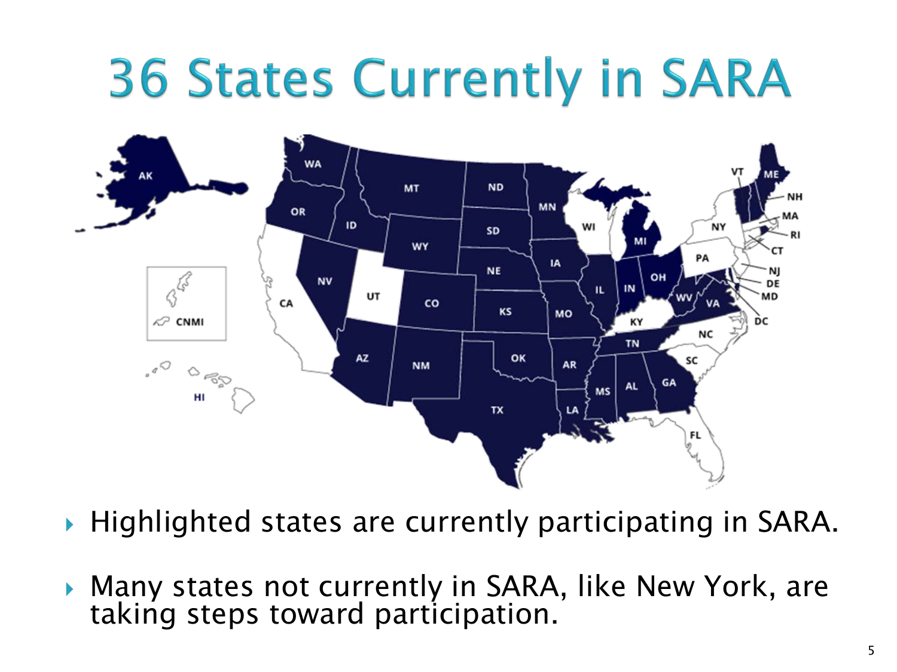# 36 States Currently in SARA

- Highlighted states are currently participating in SARA.
- Many states not currently in SARA, like New York, are taking steps toward participation.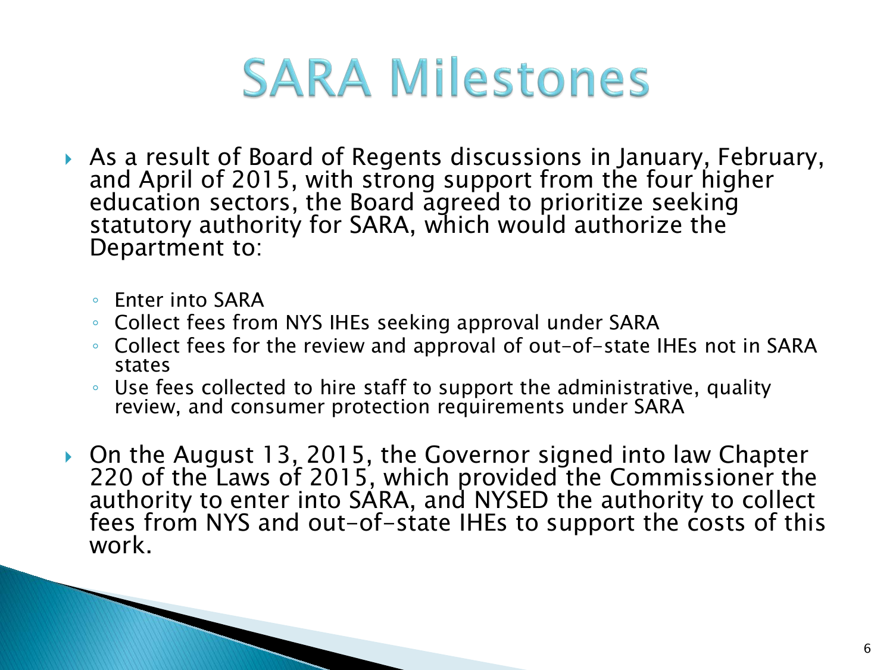# SARA Milestones

- As a result of Board of Regents discussions in January, February, and April of 2015, with strong support from the four higher education sectors, the Board agreed to prioritize seeking statutory authority for SARA, which would authorize the Department to:
  - Enter into SARA
  - Collect fees from NYS IHEs seeking approval under SARA
  - Collect fees for the review and approval of out-of-state IHEs not in SARA states
  - Use fees collected to hire staff to support the administrative, quality review, and consumer protection requirements under SARA
- On the August 13, 2015, the Governor signed into law Chapter 220 of the Laws of 2015, which provided the Commissioner the authority to enter into SARA, and NYSED the authority to collect fees from NYS and out-of-state IHEs to support the costs of this work.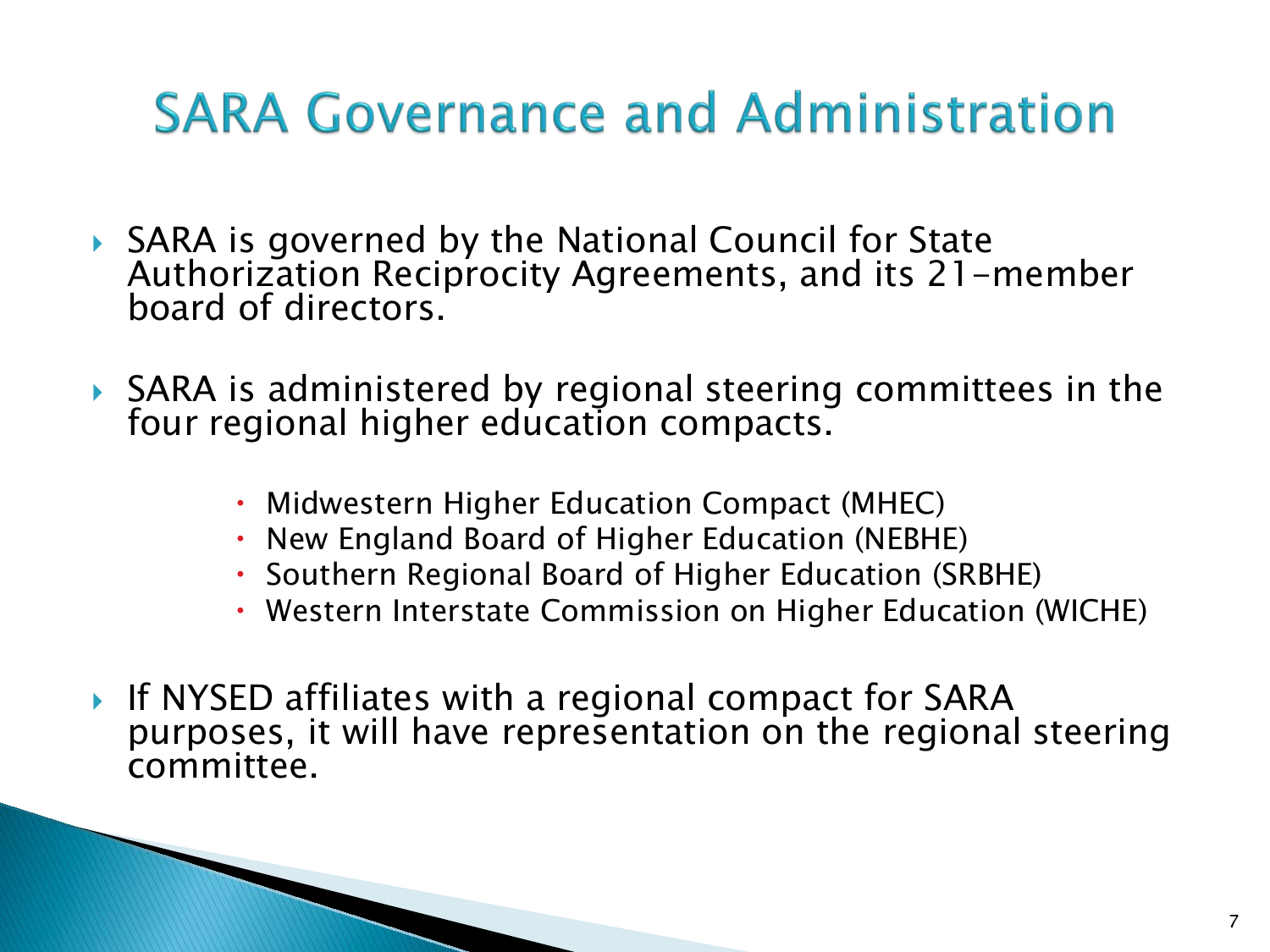# SARA Governance and Administration

- SARA is governed by the National Council for State Authorization Reciprocity Agreements, and its 21-member board of directors.

- SARA is administered by regional steering committees in the four regional higher education compacts.

    - Midwestern Higher Education Compact (MHEC)
    - New England Board of Higher Education (NEBHE)
    - Southern Regional Board of Higher Education (SRBHE)
    - Western Interstate Commission on Higher Education (WICHE)

- If NYSED affiliates with a regional compact for SARA purposes, it will have representation on the regional steering committee.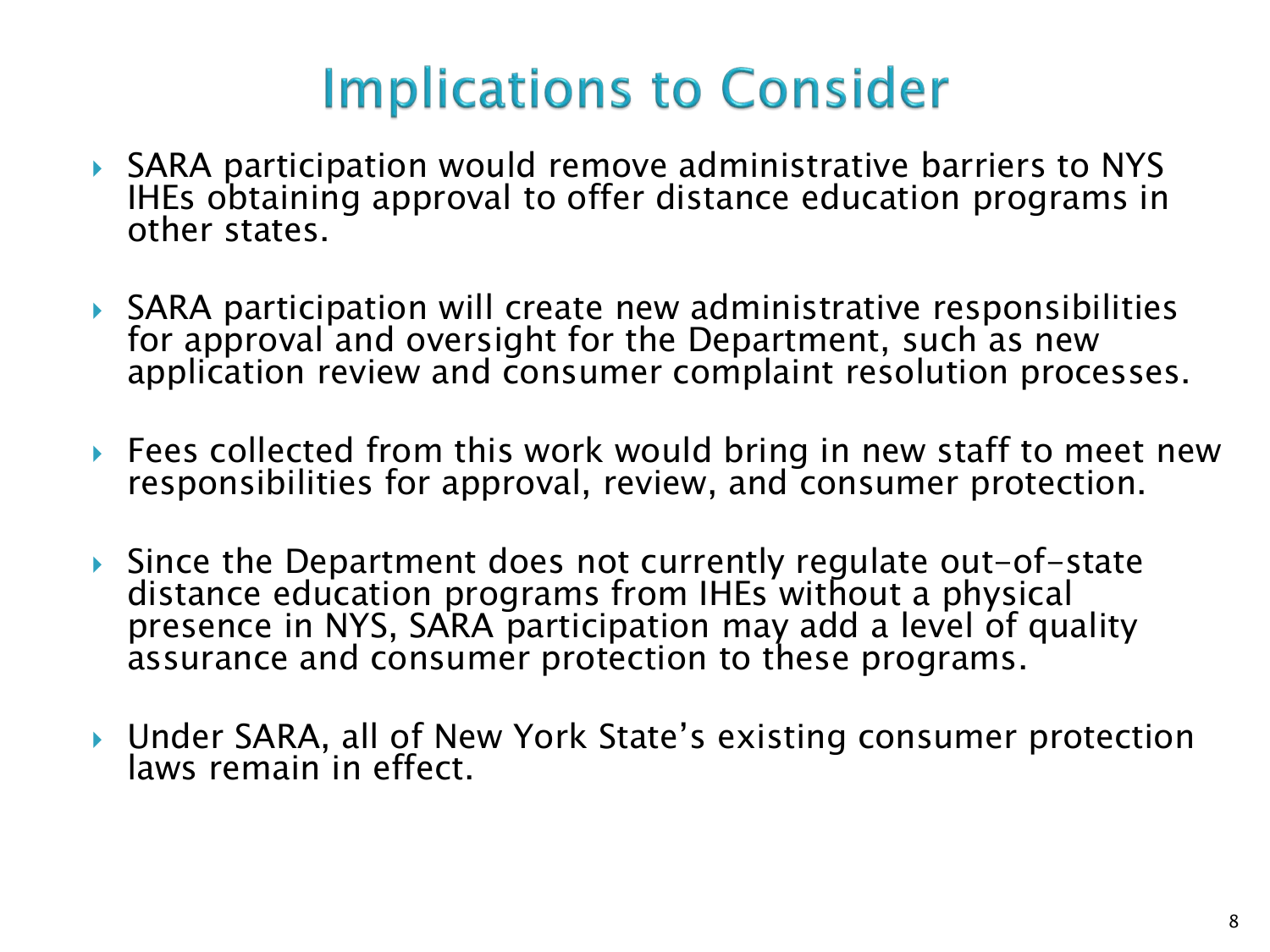# Implications to Consider

- SARA participation would remove administrative barriers to NYS IHEs obtaining approval to offer distance education programs in other states.
- SARA participation will create new administrative responsibilities for approval and oversight for the Department, such as new application review and consumer complaint resolution processes.
- Fees collected from this work would bring in new staff to meet new responsibilities for approval, review, and consumer protection.
- Since the Department does not currently regulate out-of-state distance education programs from IHEs without a physical presence in NYS, SARA participation may add a level of quality assurance and consumer protection to these programs.
- Under SARA, all of New York State's existing consumer protection laws remain in effect.